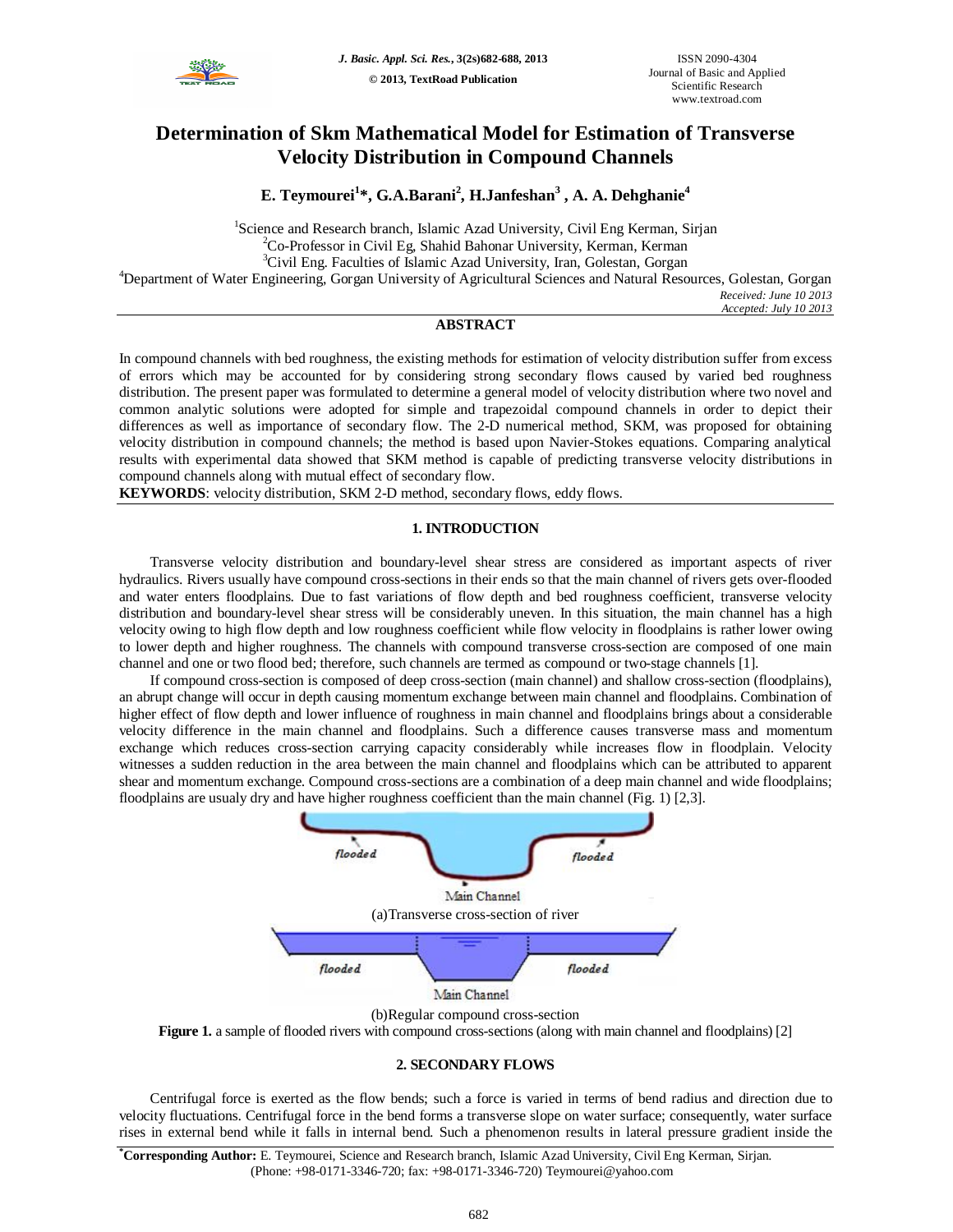# Determination of Skm Mathematical Model for Estimation of Transverse Velocity Distribution in Compound Channels

**E. Teymourei[1]\*, G.A.Barani[2], H.Janfeshan[3] , A. A. Dehghanie[4]**

[1]Science and Research branch, Islamic Azad University, Civil Eng Kerman, Sirjan
[2]Co-Professor in Civil Eg, Shahid Bahonar University, Kerman, Kerman
[3]Civil Eng. Faculties of Islamic Azad University, Iran, Golestan, Gorgan
[4]Department of Water Engineering, Gorgan University of Agricultural Sciences and Natural Resources, Golestan, Gorgan

*Received: June 10 2013*
*Accepted: July 10 2013*

## ABSTRACT

In compound channels with bed roughness, the existing methods for estimation of velocity distribution suffer from excess of errors which may be accounted for by considering strong secondary flows caused by varied bed roughness distribution. The present paper was formulated to determine a general model of velocity distribution where two novel and common analytic solutions were adopted for simple and trapezoidal compound channels in order to depict their differences as well as importance of secondary flow. The 2-D numerical method, SKM, was proposed for obtaining velocity distribution in compound channels; the method is based upon Navier-Stokes equations. Comparing analytical results with experimental data showed that SKM method is capable of predicting transverse velocity distributions in compound channels along with mutual effect of secondary flow.

**KEYWORDS**: velocity distribution, SKM 2-D method, secondary flows, eddy flows.

## 1. INTRODUCTION

Transverse velocity distribution and boundary-level shear stress are considered as important aspects of river hydraulics. Rivers usually have compound cross-sections in their ends so that the main channel of rivers gets over-flooded and water enters floodplains. Due to fast variations of flow depth and bed roughness coefficient, transverse velocity distribution and boundary-level shear stress will be considerably uneven. In this situation, the main channel has a high velocity owing to high flow depth and low roughness coefficient while flow velocity in floodplains is rather lower owing to lower depth and higher roughness. The channels with compound transverse cross-section are composed of one main channel and one or two flood bed; therefore, such channels are termed as compound or two-stage channels [1].

If compound cross-section is composed of deep cross-section (main channel) and shallow cross-section (floodplains), an abrupt change will occur in depth causing momentum exchange between main channel and floodplains. Combination of higher effect of flow depth and lower influence of roughness in main channel and floodplains brings about a considerable velocity difference in the main channel and floodplains. Such a difference causes transverse mass and momentum exchange which reduces cross-section carrying capacity considerably while increases flow in floodplain. Velocity witnesses a sudden reduction in the area between the main channel and floodplains which can be attributed to apparent shear and momentum exchange. Compound cross-sections are a combination of a deep main channel and wide floodplains; floodplains are usualy dry and have higher roughness coefficient than the main channel (Fig. 1) [2,3].

(a)Transverse cross-section of river

(b)Regular compound cross-section

**Figure 1.** a sample of flooded rivers with compound cross-sections (along with main channel and floodplains) [2]

## 2. SECONDARY FLOWS

Centrifugal force is exerted as the flow bends; such a force is varied in terms of bend radius and direction due to velocity fluctuations. Centrifugal force in the bend forms a transverse slope on water surface; consequently, water surface rises in external bend while it falls in internal bend. Such a phenomenon results in lateral pressure gradient inside the

\*Corresponding Author: E. Teymourei, Science and Research branch, Islamic Azad University, Civil Eng Kerman, Sirjan. (Phone: +98-0171-3346-720; fax: +98-0171-3346-720) Teymourei@yahoo.com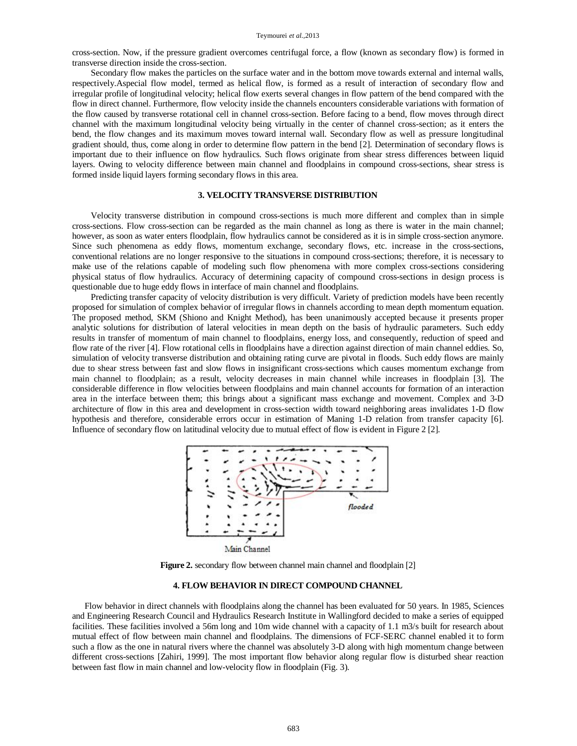cross-section. Now, if the pressure gradient overcomes centrifugal force, a flow (known as secondary flow) is formed in transverse direction inside the cross-section.

Secondary flow makes the particles on the surface water and in the bottom move towards external and internal walls, respectively.Aspecial flow model, termed as helical flow, is formed as a result of interaction of secondary flow and irregular profile of longitudinal velocity; helical flow exerts several changes in flow pattern of the bend compared with the flow in direct channel. Furthermore, flow velocity inside the channels encounters considerable variations with formation of the flow caused by transverse rotational cell in channel cross-section. Before facing to a bend, flow moves through direct channel with the maximum longitudinal velocity being virtually in the center of channel cross-section; as it enters the bend, the flow changes and its maximum moves toward internal wall. Secondary flow as well as pressure longitudinal gradient should, thus, come along in order to determine flow pattern in the bend [2]. Determination of secondary flows is important due to their influence on flow hydraulics. Such flows originate from shear stress differences between liquid layers. Owing to velocity difference between main channel and floodplains in compound cross-sections, shear stress is formed inside liquid layers forming secondary flows in this area.

## 3. VELOCITY TRANSVERSE DISTRIBUTION

Velocity transverse distribution in compound cross-sections is much more different and complex than in simple cross-sections. Flow cross-section can be regarded as the main channel as long as there is water in the main channel; however, as soon as water enters floodplain, flow hydraulics cannot be considered as it is in simple cross-section anymore. Since such phenomena as eddy flows, momentum exchange, secondary flows, etc. increase in the cross-sections, conventional relations are no longer responsive to the situations in compound cross-sections; therefore, it is necessary to make use of the relations capable of modeling such flow phenomena with more complex cross-sections considering physical status of flow hydraulics. Accuracy of determining capacity of compound cross-sections in design process is questionable due to huge eddy flows in interface of main channel and floodplains.

Predicting transfer capacity of velocity distribution is very difficult. Variety of prediction models have been recently proposed for simulation of complex behavior of irregular flows in channels according to mean depth momentum equation. The proposed method, SKM (Shiono and Knight Method), has been unanimously accepted because it presents proper analytic solutions for distribution of lateral velocities in mean depth on the basis of hydraulic parameters. Such eddy results in transfer of momentum of main channel to floodplains, energy loss, and consequently, reduction of speed and flow rate of the river [4]. Flow rotational cells in floodplains have a direction against direction of main channel eddies. So, simulation of velocity transverse distribution and obtaining rating curve are pivotal in floods. Such eddy flows are mainly due to shear stress between fast and slow flows in insignificant cross-sections which causes momentum exchange from main channel to floodplain; as a result, velocity decreases in main channel while increases in floodplain [3]. The considerable difference in flow velocities between floodplains and main channel accounts for formation of an interaction area in the interface between them; this brings about a significant mass exchange and movement. Complex and 3-D architecture of flow in this area and development in cross-section width toward neighboring areas invalidates 1-D flow hypothesis and therefore, considerable errors occur in estimation of Maning 1-D relation from transfer capacity [6]. Influence of secondary flow on latitudinal velocity due to mutual effect of flow is evident in Figure 2 [2].

flooded

Main Channel

**Figure 2.** secondary flow between channel main channel and floodplain [2]

## 4. FLOW BEHAVIOR IN DIRECT COMPOUND CHANNEL

Flow behavior in direct channels with floodplains along the channel has been evaluated for 50 years. In 1985, Sciences and Engineering Research Council and Hydraulics Research Institute in Wallingford decided to make a series of equipped facilities. These facilities involved a 56m long and 10m wide channel with a capacity of 1.1 m3/s built for research about mutual effect of flow between main channel and floodplains. The dimensions of FCF-SERC channel enabled it to form such a flow as the one in natural rivers where the channel was absolutely 3-D along with high momentum change between different cross-sections [Zahiri, 1999]. The most important flow behavior along regular flow is disturbed shear reaction between fast flow in main channel and low-velocity flow in floodplain (Fig. 3).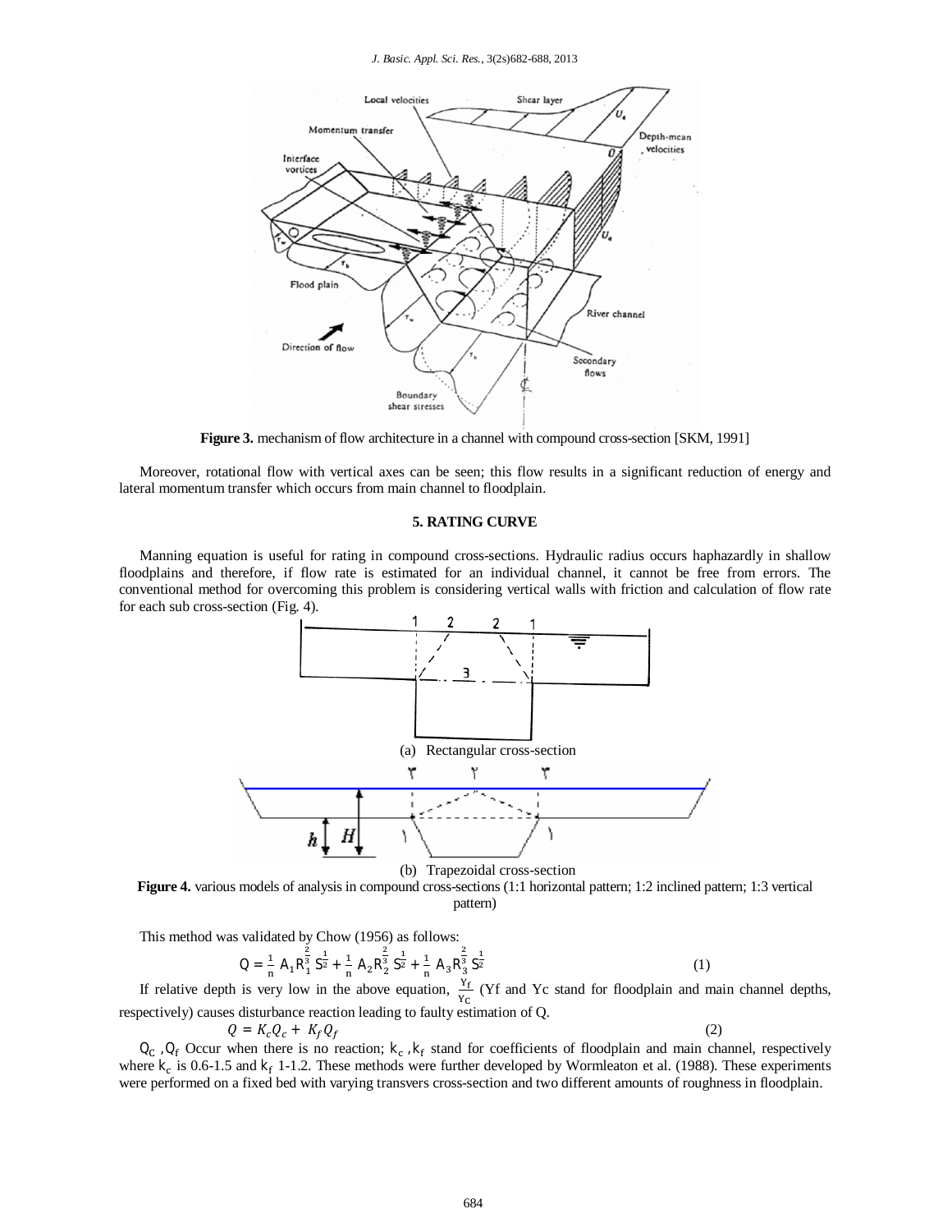Figure 3. mechanism of flow architecture in a channel with compound cross-section [SKM, 1991]

Moreover, rotational flow with vertical axes can be seen; this flow results in a significant reduction of energy and lateral momentum transfer which occurs from main channel to floodplain.

## 5. RATING CURVE

Manning equation is useful for rating in compound cross-sections. Hydraulic radius occurs haphazardly in shallow floodplains and therefore, if flow rate is estimated for an individual channel, it cannot be free from errors. The conventional method for overcoming this problem is considering vertical walls with friction and calculation of flow rate for each sub cross-section (Fig. 4).

(a) Rectangular cross-section

(b) Trapezoidal cross-section

**Figure 4.** various models of analysis in compound cross-sections (1:1 horizontal pattern; 1:2 inclined pattern; 1:3 vertical pattern)

This method was validated by Chow (1956) as follows:

$$Q = \frac{1}{n} A_1 R_1^{\frac{2}{3}} S^{\frac{1}{2}} + \frac{1}{n} A_2 R_2^{\frac{2}{3}} S^{\frac{1}{2}} + \frac{1}{n} A_3 R_3^{\frac{2}{3}} S^{\frac{1}{2}} \quad (1)$$

If relative depth is very low in the above equation, $\frac{Y_f}{Y_C}$ (Yf and Yc stand for floodplain and main channel depths, respectively) causes disturbance reaction leading to faulty estimation of Q.

$$Q = K_c Q_c + K_f Q_f \quad (2)$$

$Q_C$, $Q_f$ Occur when there is no reaction; $k_c$, $k_f$ stand for coefficients of floodplain and main channel, respectively where $k_c$ is 0.6-1.5 and $k_f$ 1-1.2. These methods were further developed by Wormleaton et al. (1988). These experiments were performed on a fixed bed with varying transvers cross-section and two different amounts of roughness in floodplain.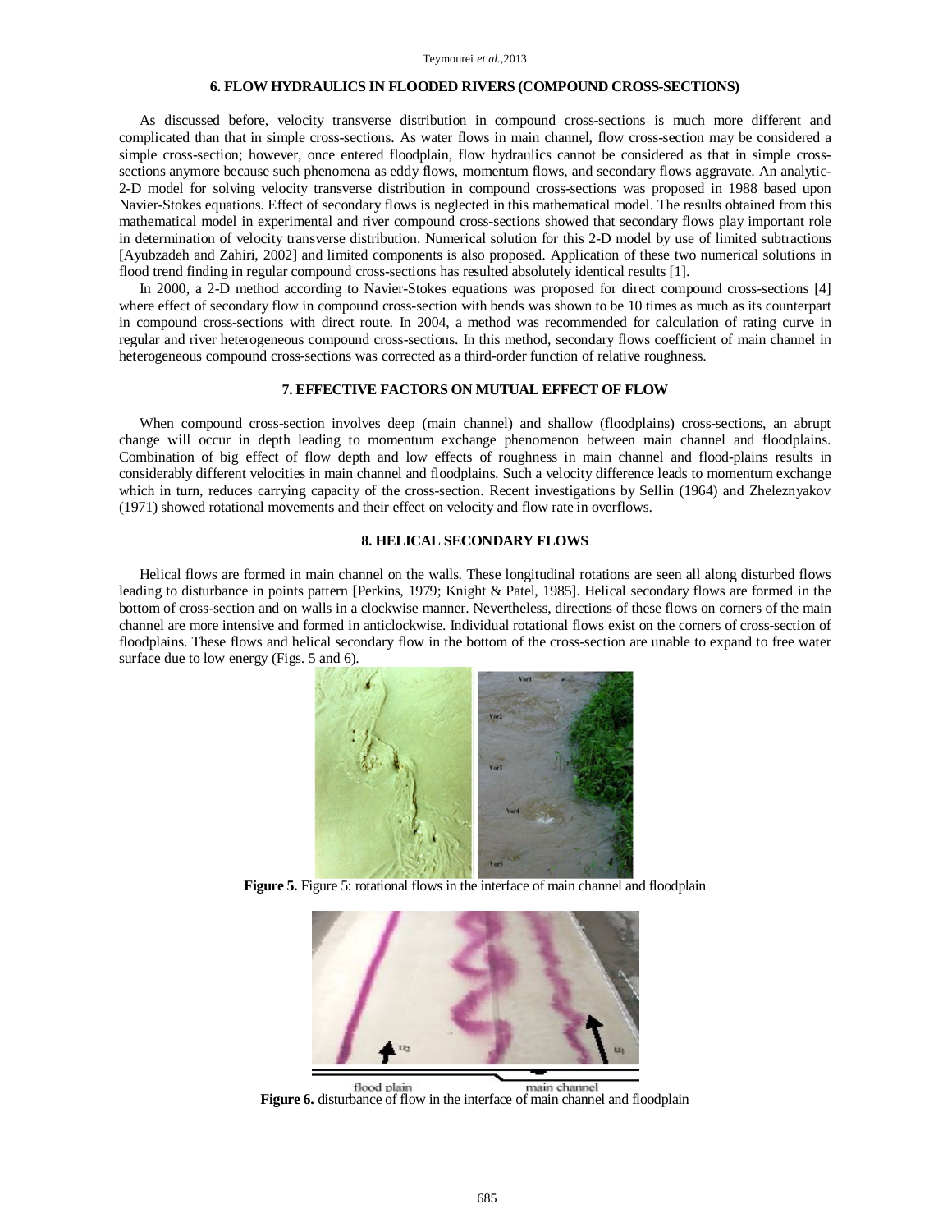## 6. FLOW HYDRAULICS IN FLOODED RIVERS (COMPOUND CROSS-SECTIONS)

As discussed before, velocity transverse distribution in compound cross-sections is much more different and complicated than that in simple cross-sections. As water flows in main channel, flow cross-section may be considered a simple cross-section; however, once entered floodplain, flow hydraulics cannot be considered as that in simple cross-sections anymore because such phenomena as eddy flows, momentum flows, and secondary flows aggravate. An analytic-2-D model for solving velocity transverse distribution in compound cross-sections was proposed in 1988 based upon Navier-Stokes equations. Effect of secondary flows is neglected in this mathematical model. The results obtained from this mathematical model in experimental and river compound cross-sections showed that secondary flows play important role in determination of velocity transverse distribution. Numerical solution for this 2-D model by use of limited subtractions [Ayubzadeh and Zahiri, 2002] and limited components is also proposed. Application of these two numerical solutions in flood trend finding in regular compound cross-sections has resulted absolutely identical results [1].

In 2000, a 2-D method according to Navier-Stokes equations was proposed for direct compound cross-sections [4] where effect of secondary flow in compound cross-section with bends was shown to be 10 times as much as its counterpart in compound cross-sections with direct route. In 2004, a method was recommended for calculation of rating curve in regular and river heterogeneous compound cross-sections. In this method, secondary flows coefficient of main channel in heterogeneous compound cross-sections was corrected as a third-order function of relative roughness.

## 7. EFFECTIVE FACTORS ON MUTUAL EFFECT OF FLOW

When compound cross-section involves deep (main channel) and shallow (floodplains) cross-sections, an abrupt change will occur in depth leading to momentum exchange phenomenon between main channel and floodplains. Combination of big effect of flow depth and low effects of roughness in main channel and flood-plains results in considerably different velocities in main channel and floodplains. Such a velocity difference leads to momentum exchange which in turn, reduces carrying capacity of the cross-section. Recent investigations by Sellin (1964) and Zheleznyakov (1971) showed rotational movements and their effect on velocity and flow rate in overflows.

## 8. HELICAL SECONDARY FLOWS

Helical flows are formed in main channel on the walls. These longitudinal rotations are seen all along disturbed flows leading to disturbance in points pattern [Perkins, 1979; Knight & Patel, 1985]. Helical secondary flows are formed in the bottom of cross-section and on walls in a clockwise manner. Nevertheless, directions of these flows on corners of the main channel are more intensive and formed in anticlockwise. Individual rotational flows exist on the corners of cross-section of floodplains. These flows and helical secondary flow in the bottom of the cross-section are unable to expand to free water surface due to low energy (Figs. 5 and 6).

**Figure 5.** Figure 5: rotational flows in the interface of main channel and floodplain

**Figure 6.** disturbance of flow in the interface of main channel and floodplain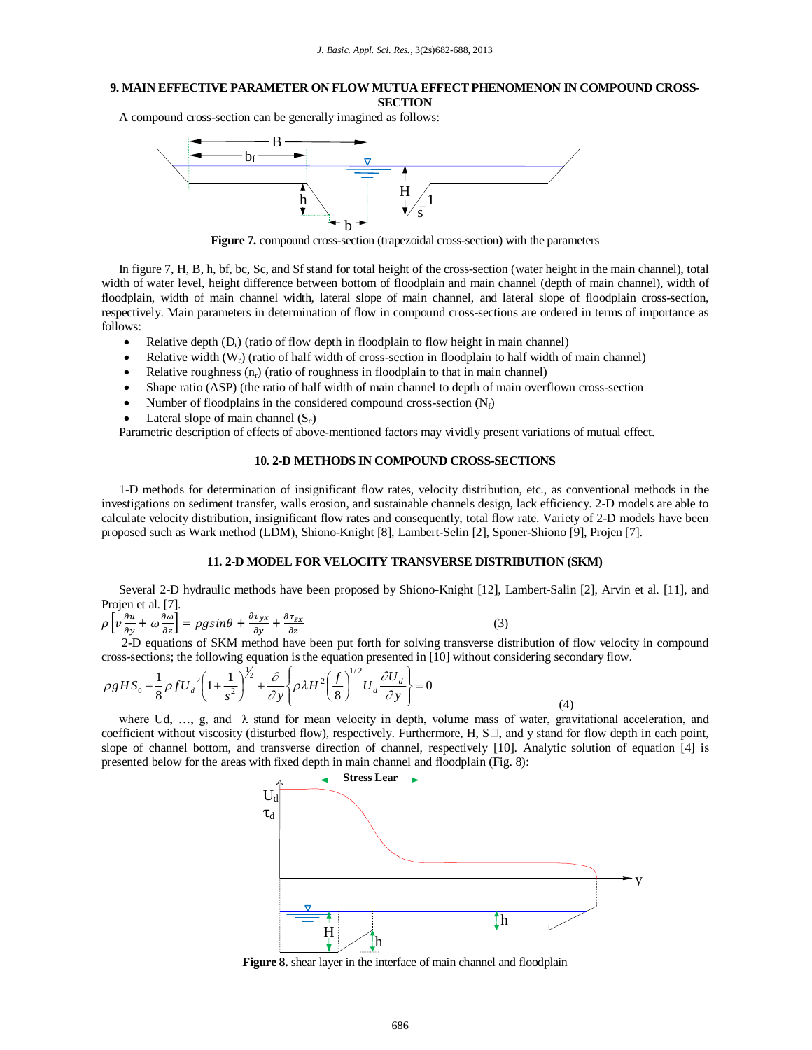## 9. MAIN EFFECTIVE PARAMETER ON FLOW MUTUA EFFECT PHENOMENON IN COMPOUND CROSS-SECTION

A compound cross-section can be generally imagined as follows:

**Figure 7.** compound cross-section (trapezoidal cross-section) with the parameters

In figure 7, H, B, h, bf, bc, Sc, and Sf stand for total height of the cross-section (water height in the main channel), total width of water level, height difference between bottom of floodplain and main channel (depth of main channel), width of floodplain, width of main channel width, lateral slope of main channel, and lateral slope of floodplain cross-section, respectively. Main parameters in determination of flow in compound cross-sections are ordered in terms of importance as follows:

- Relative depth ($D_r$) (ratio of flow depth in floodplain to flow height in main channel)
- Relative width ($W_r$) (ratio of half width of cross-section in floodplain to half width of main channel)
- Relative roughness ($n_r$) (ratio of roughness in floodplain to that in main channel)
- Shape ratio (ASP) (the ratio of half width of main channel to depth of main overflown cross-section
- Number of floodplains in the considered compound cross-section ($N_f$)
- Lateral slope of main channel ($S_c$)

Parametric description of effects of above-mentioned factors may vividly present variations of mutual effect.

## 10. 2-D METHODS IN COMPOUND CROSS-SECTIONS

1-D methods for determination of insignificant flow rates, velocity distribution, etc., as conventional methods in the investigations on sediment transfer, walls erosion, and sustainable channels design, lack efficiency. 2-D models are able to calculate velocity distribution, insignificant flow rates and consequently, total flow rate. Variety of 2-D models have been proposed such as Wark method (LDM), Shiono-Knight [8], Lambert-Selin [2], Sponer-Shiono [9], Projen [7].

## 11. 2-D MODEL FOR VELOCITY TRANSVERSE DISTRIBUTION (SKM)

Several 2-D hydraulic methods have been proposed by Shiono-Knight [12], Lambert-Salin [2], Arvin et al. [11], and Projen et al. [7].

$$\rho\left[v\frac{\partial u}{\partial y}+\omega\frac{\partial \omega}{\partial z}\right]=\rho g sin\theta+\frac{\partial \tau_{yx}}{\partial y}+\frac{\partial \tau_{zx}}{\partial z} \qquad (3)$$

2-D equations of SKM method have been put forth for solving transverse distribution of flow velocity in compound cross-sections; the following equation is the equation presented in [10] without considering secondary flow.

$$\rho g H S_0-\frac{1}{8}\rho f U_d^{\,2}\left(1+\frac{1}{s^2}\right)^{1/2}+\frac{\partial}{\partial y}\left\{\rho\lambda H^2\left(\frac{f}{8}\right)^{1/2}U_d\frac{\partial U_d}{\partial y}\right\}=0 \qquad (4)$$

where Ud, …, g, and λ stand for mean velocity in depth, volume mass of water, gravitational acceleration, and coefficient without viscosity (disturbed flow), respectively. Furthermore, H, S□, and y stand for flow depth in each point, slope of channel bottom, and transverse direction of channel, respectively [10]. Analytic solution of equation [4] is presented below for the areas with fixed depth in main channel and floodplain (Fig. 8):

**Figure 8.** shear layer in the interface of main channel and floodplain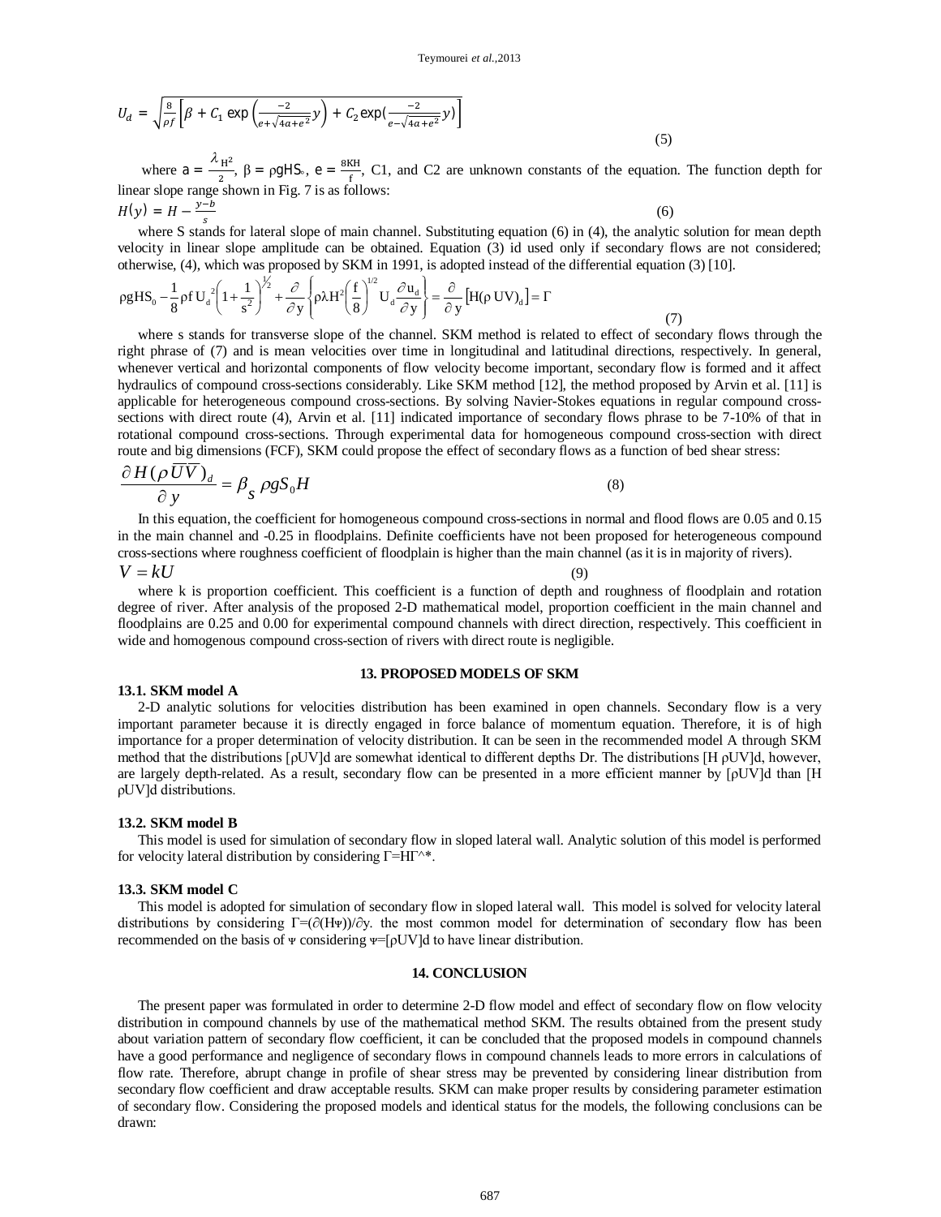$$U_d = \sqrt{\frac{8}{\rho f}\left[\beta + C_1 \exp\left(\frac{-2}{e+\sqrt{4a+e^2}}y\right) + C_2 \exp\left(\frac{-2}{e-\sqrt{4a+e^2}}y\right)\right]} \tag{5}$$

where $a = \frac{\lambda H^2}{2}$, $\beta = \rho g H S_o$, $e = \frac{8KH}{f}$, C1, and C2 are unknown constants of the equation. The function depth for linear slope range shown in Fig. 7 is as follows:

$$H(y) = H - \frac{y-b}{s} \tag{6}$$

where S stands for lateral slope of main channel. Substituting equation (6) in (4), the analytic solution for mean depth velocity in linear slope amplitude can be obtained. Equation (3) id used only if secondary flows are not considered; otherwise, (4), which was proposed by SKM in 1991, is adopted instead of the differential equation (3) [10].

$$\rho g H S_0 - \frac{1}{8}\rho f U_d^{\,2}\left(1+\frac{1}{s^2}\right)^{\frac{1}{2}} + \frac{\partial}{\partial y}\left\{\rho \lambda H^2 \left(\frac{f}{8}\right)^{1/2} U_d \frac{\partial u_d}{\partial y}\right\} = \frac{\partial}{\partial y}\left[H(\rho\, UV)_d\right] = \Gamma \tag{7}$$

where s stands for transverse slope of the channel. SKM method is related to effect of secondary flows through the right phrase of (7) and is mean velocities over time in longitudinal and latitudinal directions, respectively. In general, whenever vertical and horizontal components of flow velocity become important, secondary flow is formed and it affect hydraulics of compound cross-sections considerably. Like SKM method [12], the method proposed by Arvin et al. [11] is applicable for heterogeneous compound cross-sections. By solving Navier-Stokes equations in regular compound cross-sections with direct route (4), Arvin et al. [11] indicated importance of secondary flows phrase to be 7-10% of that in rotational compound cross-sections. Through experimental data for homogeneous compound cross-section with direct route and big dimensions (FCF), SKM could propose the effect of secondary flows as a function of bed shear stress:

$$\frac{\partial H(\rho \overline{UV})_d}{\partial y} = \beta_S \, \rho g S_0 H \tag{8}$$

In this equation, the coefficient for homogeneous compound cross-sections in normal and flood flows are 0.05 and 0.15 in the main channel and -0.25 in floodplains. Definite coefficients have not been proposed for heterogeneous compound cross-sections where roughness coefficient of floodplain is higher than the main channel (as it is in majority of rivers).

$$V = kU \tag{9}$$

where k is proportion coefficient. This coefficient is a function of depth and roughness of floodplain and rotation degree of river. After analysis of the proposed 2-D mathematical model, proportion coefficient in the main channel and floodplains are 0.25 and 0.00 for experimental compound channels with direct direction, respectively. This coefficient in wide and homogenous compound cross-section of rivers with direct route is negligible.

## 13. PROPOSED MODELS OF SKM

### 13.1. SKM model A

2-D analytic solutions for velocities distribution has been examined in open channels. Secondary flow is a very important parameter because it is directly engaged in force balance of momentum equation. Therefore, it is of high importance for a proper determination of velocity distribution. It can be seen in the recommended model A through SKM method that the distributions $[\rho UV]_d$ are somewhat identical to different depths Dr. The distributions $[H \rho UV]_d$, however, are largely depth-related. As a result, secondary flow can be presented in a more efficient manner by $[\rho UV]_d$ than $[H \rho UV]_d$ distributions.

### 13.2. SKM model B

This model is used for simulation of secondary flow in sloped lateral wall. Analytic solution of this model is performed for velocity lateral distribution by considering $\Gamma = H\Gamma^{\wedge *}$.

### 13.3. SKM model C

This model is adopted for simulation of secondary flow in sloped lateral wall. This model is solved for velocity lateral distributions by considering $\Gamma = (\partial(H\Psi))/\partial y$. the most common model for determination of secondary flow has been recommended on the basis of $\Psi$ considering $\Psi = [\rho UV]_d$ to have linear distribution.

## 14. CONCLUSION

The present paper was formulated in order to determine 2-D flow model and effect of secondary flow on flow velocity distribution in compound channels by use of the mathematical method SKM. The results obtained from the present study about variation pattern of secondary flow coefficient, it can be concluded that the proposed models in compound channels have a good performance and negligence of secondary flows in compound channels leads to more errors in calculations of flow rate. Therefore, abrupt change in profile of shear stress may be prevented by considering linear distribution from secondary flow coefficient and draw acceptable results. SKM can make proper results by considering parameter estimation of secondary flow. Considering the proposed models and identical status for the models, the following conclusions can be drawn: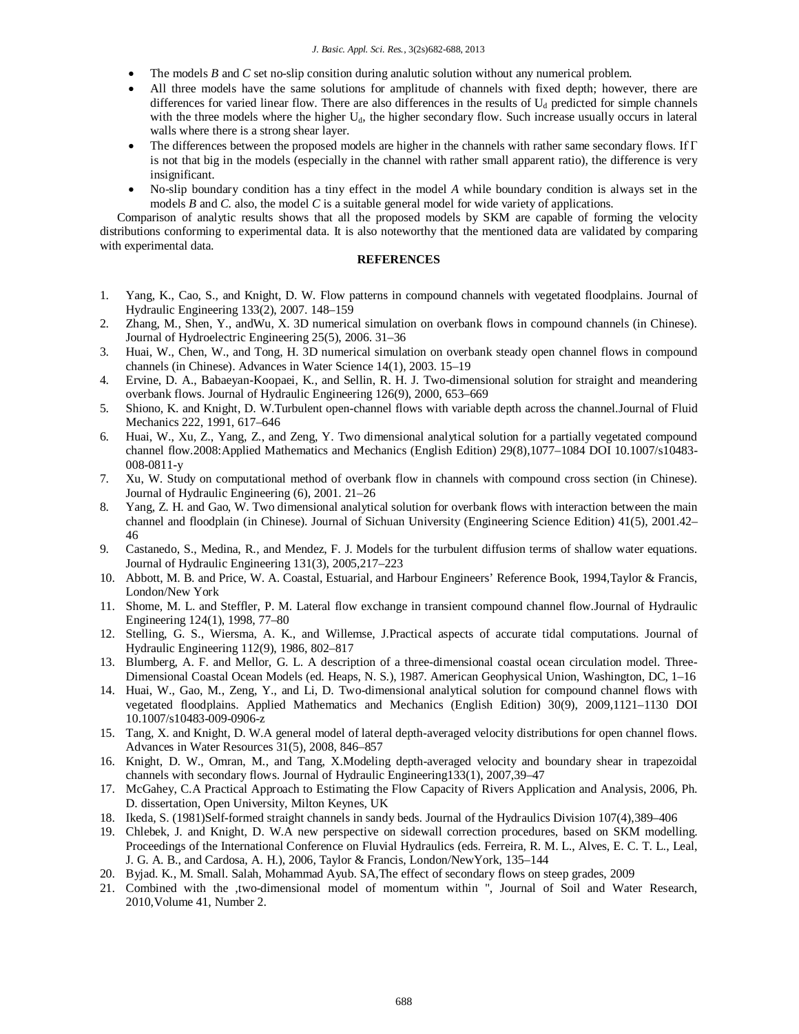- The models *B* and *C* set no-slip consition during analutic solution without any numerical problem.
- All three models have the same solutions for amplitude of channels with fixed depth; however, there are differences for varied linear flow. There are also differences in the results of $U_d$ predicted for simple channels with the three models where the higher $U_d$, the higher secondary flow. Such increase usually occurs in lateral walls where there is a strong shear layer.
- The differences between the proposed models are higher in the channels with rather same secondary flows. If $\Gamma$ is not that big in the models (especially in the channel with rather small apparent ratio), the difference is very insignificant.
- No-slip boundary condition has a tiny effect in the model *A* while boundary condition is always set in the models *B* and *C.* also, the model *C* is a suitable general model for wide variety of applications.

Comparison of analytic results shows that all the proposed models by SKM are capable of forming the velocity distributions conforming to experimental data. It is also noteworthy that the mentioned data are validated by comparing with experimental data.

## REFERENCES

1. Yang, K., Cao, S., and Knight, D. W. Flow patterns in compound channels with vegetated floodplains. Journal of Hydraulic Engineering 133(2), 2007. 148–159
2. Zhang, M., Shen, Y., andWu, X. 3D numerical simulation on overbank flows in compound channels (in Chinese). Journal of Hydroelectric Engineering 25(5), 2006. 31–36
3. Huai, W., Chen, W., and Tong, H. 3D numerical simulation on overbank steady open channel flows in compound channels (in Chinese). Advances in Water Science 14(1), 2003. 15–19
4. Ervine, D. A., Babaeyan-Koopaei, K., and Sellin, R. H. J. Two-dimensional solution for straight and meandering overbank flows. Journal of Hydraulic Engineering 126(9), 2000, 653–669
5. Shiono, K. and Knight, D. W.Turbulent open-channel flows with variable depth across the channel.Journal of Fluid Mechanics 222, 1991, 617–646
6. Huai, W., Xu, Z., Yang, Z., and Zeng, Y. Two dimensional analytical solution for a partially vegetated compound channel flow.2008:Applied Mathematics and Mechanics (English Edition) 29(8),1077–1084 DOI 10.1007/s10483-008-0811-y
7. Xu, W. Study on computational method of overbank flow in channels with compound cross section (in Chinese). Journal of Hydraulic Engineering (6), 2001. 21–26
8. Yang, Z. H. and Gao, W. Two dimensional analytical solution for overbank flows with interaction between the main channel and floodplain (in Chinese). Journal of Sichuan University (Engineering Science Edition) 41(5), 2001.42–46
9. Castanedo, S., Medina, R., and Mendez, F. J. Models for the turbulent diffusion terms of shallow water equations. Journal of Hydraulic Engineering 131(3), 2005,217–223
10. Abbott, M. B. and Price, W. A. Coastal, Estuarial, and Harbour Engineers' Reference Book, 1994,Taylor & Francis, London/New York
11. Shome, M. L. and Steffler, P. M. Lateral flow exchange in transient compound channel flow.Journal of Hydraulic Engineering 124(1), 1998, 77–80
12. Stelling, G. S., Wiersma, A. K., and Willemse, J.Practical aspects of accurate tidal computations. Journal of Hydraulic Engineering 112(9), 1986, 802–817
13. Blumberg, A. F. and Mellor, G. L. A description of a three-dimensional coastal ocean circulation model. Three-Dimensional Coastal Ocean Models (ed. Heaps, N. S.), 1987. American Geophysical Union, Washington, DC, 1–16
14. Huai, W., Gao, M., Zeng, Y., and Li, D. Two-dimensional analytical solution for compound channel flows with vegetated floodplains. Applied Mathematics and Mechanics (English Edition) 30(9), 2009,1121–1130 DOI 10.1007/s10483-009-0906-z
15. Tang, X. and Knight, D. W.A general model of lateral depth-averaged velocity distributions for open channel flows. Advances in Water Resources 31(5), 2008, 846–857
16. Knight, D. W., Omran, M., and Tang, X.Modeling depth-averaged velocity and boundary shear in trapezoidal channels with secondary flows. Journal of Hydraulic Engineering133(1), 2007,39–47
17. McGahey, C.A Practical Approach to Estimating the Flow Capacity of Rivers Application and Analysis, 2006, Ph. D. dissertation, Open University, Milton Keynes, UK
18. Ikeda, S. (1981)Self-formed straight channels in sandy beds. Journal of the Hydraulics Division 107(4),389–406
19. Chlebek, J. and Knight, D. W.A new perspective on sidewall correction procedures, based on SKM modelling. Proceedings of the International Conference on Fluvial Hydraulics (eds. Ferreira, R. M. L., Alves, E. C. T. L., Leal, J. G. A. B., and Cardosa, A. H.), 2006, Taylor & Francis, London/NewYork, 135–144
20. Byjad. K., M. Small. Salah, Mohammad Ayub. SA,The effect of secondary flows on steep grades, 2009
21. Combined with the ,two-dimensional model of momentum within ", Journal of Soil and Water Research, 2010,Volume 41, Number 2.